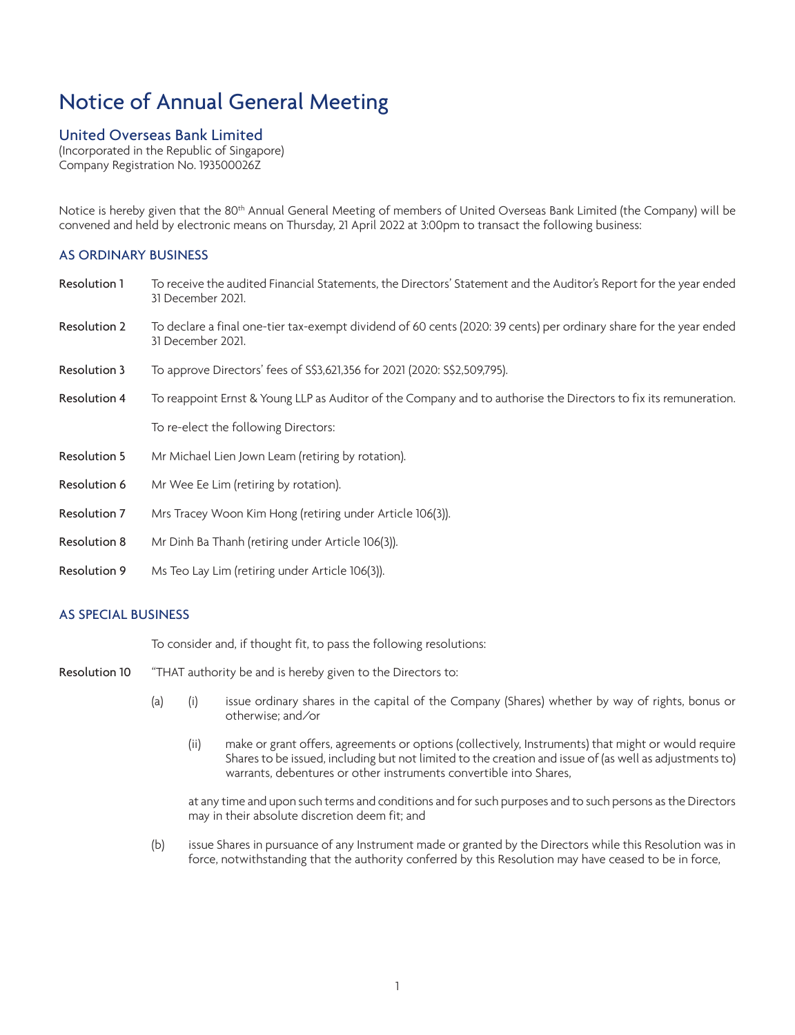# Notice of Annual General Meeting

## United Overseas Bank Limited

(Incorporated in the Republic of Singapore)
Company Registration No. 193500026Z

Notice is hereby given that the 80th Annual General Meeting of members of United Overseas Bank Limited (the Company) will be convened and held by electronic means on Thursday, 21 April 2022 at 3:00pm to transact the following business:

### AS ORDINARY BUSINESS

**Resolution 1** To receive the audited Financial Statements, the Directors' Statement and the Auditor's Report for the year ended 31 December 2021.

**Resolution 2** To declare a final one-tier tax-exempt dividend of 60 cents (2020: 39 cents) per ordinary share for the year ended 31 December 2021.

**Resolution 3** To approve Directors' fees of S$3,621,356 for 2021 (2020: S$2,509,795).

**Resolution 4** To reappoint Ernst & Young LLP as Auditor of the Company and to authorise the Directors to fix its remuneration.

To re-elect the following Directors:

**Resolution 5** Mr Michael Lien Jown Leam (retiring by rotation).

**Resolution 6** Mr Wee Ee Lim (retiring by rotation).

**Resolution 7** Mrs Tracey Woon Kim Hong (retiring under Article 106(3)).

**Resolution 8** Mr Dinh Ba Thanh (retiring under Article 106(3)).

**Resolution 9** Ms Teo Lay Lim (retiring under Article 106(3)).

### AS SPECIAL BUSINESS

To consider and, if thought fit, to pass the following resolutions:

**Resolution 10** "THAT authority be and is hereby given to the Directors to:

(a) (i) issue ordinary shares in the capital of the Company (Shares) whether by way of rights, bonus or otherwise; and/or

(ii) make or grant offers, agreements or options (collectively, Instruments) that might or would require Shares to be issued, including but not limited to the creation and issue of (as well as adjustments to) warrants, debentures or other instruments convertible into Shares,

at any time and upon such terms and conditions and for such purposes and to such persons as the Directors may in their absolute discretion deem fit; and

(b) issue Shares in pursuance of any Instrument made or granted by the Directors while this Resolution was in force, notwithstanding that the authority conferred by this Resolution may have ceased to be in force,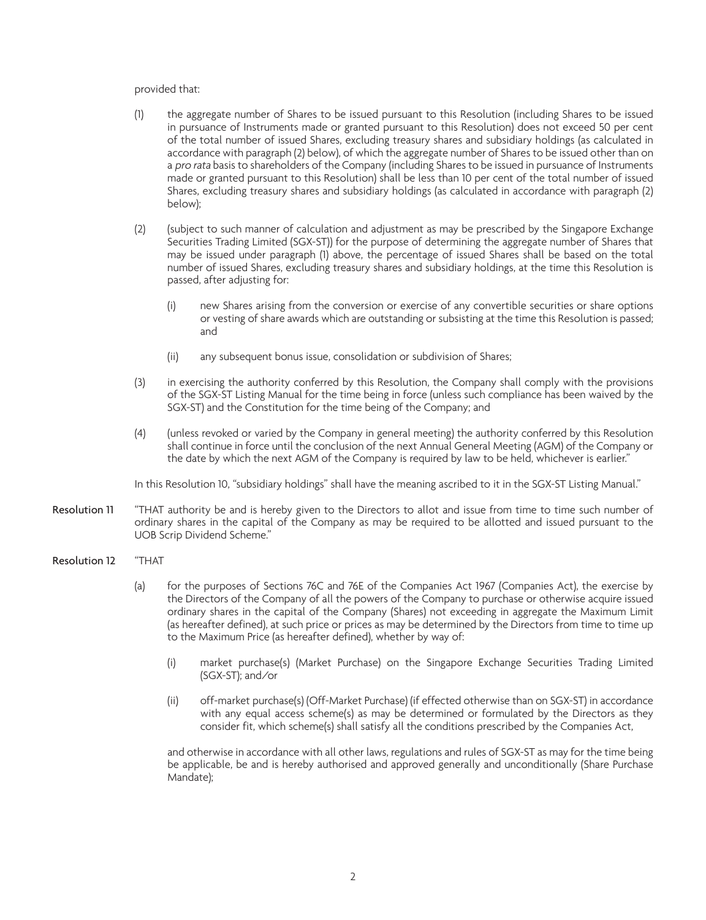provided that:

(1) the aggregate number of Shares to be issued pursuant to this Resolution (including Shares to be issued in pursuance of Instruments made or granted pursuant to this Resolution) does not exceed 50 per cent of the total number of issued Shares, excluding treasury shares and subsidiary holdings (as calculated in accordance with paragraph (2) below), of which the aggregate number of Shares to be issued other than on a *pro rata* basis to shareholders of the Company (including Shares to be issued in pursuance of Instruments made or granted pursuant to this Resolution) shall be less than 10 per cent of the total number of issued Shares, excluding treasury shares and subsidiary holdings (as calculated in accordance with paragraph (2) below);

(2) (subject to such manner of calculation and adjustment as may be prescribed by the Singapore Exchange Securities Trading Limited (SGX-ST)) for the purpose of determining the aggregate number of Shares that may be issued under paragraph (1) above, the percentage of issued Shares shall be based on the total number of issued Shares, excluding treasury shares and subsidiary holdings, at the time this Resolution is passed, after adjusting for:

 (i) new Shares arising from the conversion or exercise of any convertible securities or share options or vesting of share awards which are outstanding or subsisting at the time this Resolution is passed; and

 (ii) any subsequent bonus issue, consolidation or subdivision of Shares;

(3) in exercising the authority conferred by this Resolution, the Company shall comply with the provisions of the SGX-ST Listing Manual for the time being in force (unless such compliance has been waived by the SGX-ST) and the Constitution for the time being of the Company; and

(4) (unless revoked or varied by the Company in general meeting) the authority conferred by this Resolution shall continue in force until the conclusion of the next Annual General Meeting (AGM) of the Company or the date by which the next AGM of the Company is required by law to be held, whichever is earlier."

In this Resolution 10, "subsidiary holdings" shall have the meaning ascribed to it in the SGX-ST Listing Manual."

**Resolution 11** "THAT authority be and is hereby given to the Directors to allot and issue from time to time such number of ordinary shares in the capital of the Company as may be required to be allotted and issued pursuant to the UOB Scrip Dividend Scheme."

**Resolution 12** "THAT

(a) for the purposes of Sections 76C and 76E of the Companies Act 1967 (Companies Act), the exercise by the Directors of the Company of all the powers of the Company to purchase or otherwise acquire issued ordinary shares in the capital of the Company (Shares) not exceeding in aggregate the Maximum Limit (as hereafter defined), at such price or prices as may be determined by the Directors from time to time up to the Maximum Price (as hereafter defined), whether by way of:

 (i) market purchase(s) (Market Purchase) on the Singapore Exchange Securities Trading Limited (SGX-ST); and/or

 (ii) off-market purchase(s) (Off-Market Purchase) (if effected otherwise than on SGX-ST) in accordance with any equal access scheme(s) as may be determined or formulated by the Directors as they consider fit, which scheme(s) shall satisfy all the conditions prescribed by the Companies Act,

and otherwise in accordance with all other laws, regulations and rules of SGX-ST as may for the time being be applicable, be and is hereby authorised and approved generally and unconditionally (Share Purchase Mandate);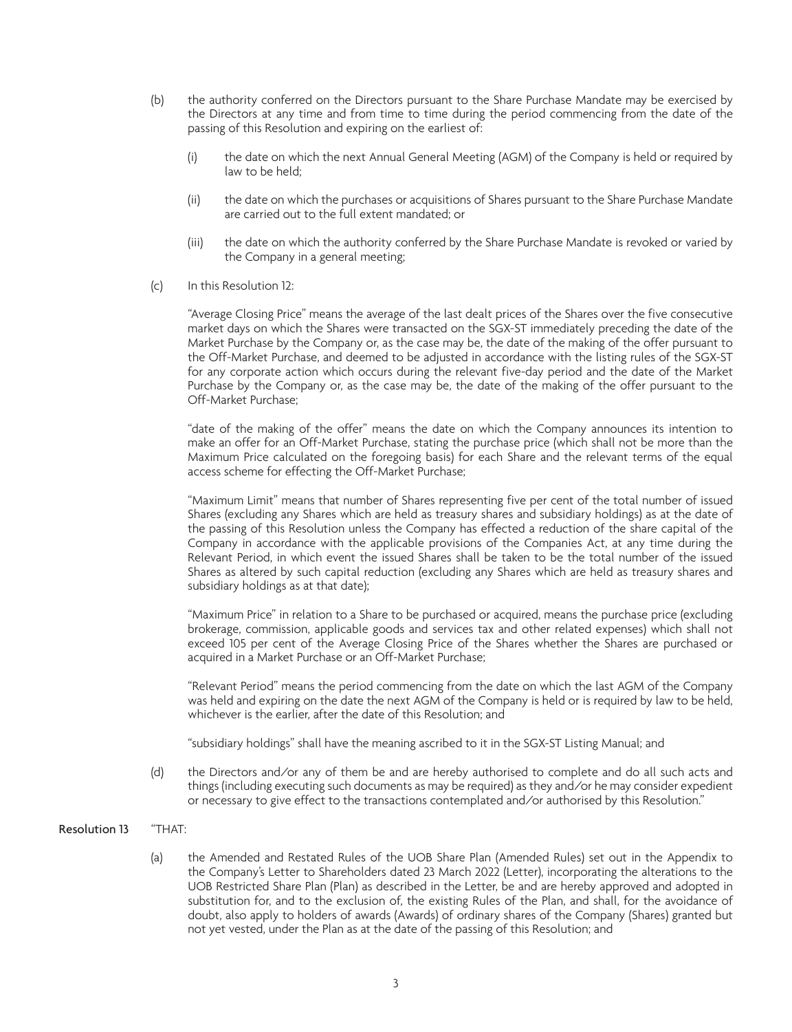(b) the authority conferred on the Directors pursuant to the Share Purchase Mandate may be exercised by the Directors at any time and from time to time during the period commencing from the date of the passing of this Resolution and expiring on the earliest of:

  (i) the date on which the next Annual General Meeting (AGM) of the Company is held or required by law to be held;

  (ii) the date on which the purchases or acquisitions of Shares pursuant to the Share Purchase Mandate are carried out to the full extent mandated; or

  (iii) the date on which the authority conferred by the Share Purchase Mandate is revoked or varied by the Company in a general meeting;

(c) In this Resolution 12:

"Average Closing Price" means the average of the last dealt prices of the Shares over the five consecutive market days on which the Shares were transacted on the SGX-ST immediately preceding the date of the Market Purchase by the Company or, as the case may be, the date of the making of the offer pursuant to the Off-Market Purchase, and deemed to be adjusted in accordance with the listing rules of the SGX-ST for any corporate action which occurs during the relevant five-day period and the date of the Market Purchase by the Company or, as the case may be, the date of the making of the offer pursuant to the Off-Market Purchase;

"date of the making of the offer" means the date on which the Company announces its intention to make an offer for an Off-Market Purchase, stating the purchase price (which shall not be more than the Maximum Price calculated on the foregoing basis) for each Share and the relevant terms of the equal access scheme for effecting the Off-Market Purchase;

"Maximum Limit" means that number of Shares representing five per cent of the total number of issued Shares (excluding any Shares which are held as treasury shares and subsidiary holdings) as at the date of the passing of this Resolution unless the Company has effected a reduction of the share capital of the Company in accordance with the applicable provisions of the Companies Act, at any time during the Relevant Period, in which event the issued Shares shall be taken to be the total number of the issued Shares as altered by such capital reduction (excluding any Shares which are held as treasury shares and subsidiary holdings as at that date);

"Maximum Price" in relation to a Share to be purchased or acquired, means the purchase price (excluding brokerage, commission, applicable goods and services tax and other related expenses) which shall not exceed 105 per cent of the Average Closing Price of the Shares whether the Shares are purchased or acquired in a Market Purchase or an Off-Market Purchase;

"Relevant Period" means the period commencing from the date on which the last AGM of the Company was held and expiring on the date the next AGM of the Company is held or is required by law to be held, whichever is the earlier, after the date of this Resolution; and

"subsidiary holdings" shall have the meaning ascribed to it in the SGX-ST Listing Manual; and

(d) the Directors and/or any of them be and are hereby authorised to complete and do all such acts and things (including executing such documents as may be required) as they and/or he may consider expedient or necessary to give effect to the transactions contemplated and/or authorised by this Resolution."

**Resolution 13** "THAT:

(a) the Amended and Restated Rules of the UOB Share Plan (Amended Rules) set out in the Appendix to the Company's Letter to Shareholders dated 23 March 2022 (Letter), incorporating the alterations to the UOB Restricted Share Plan (Plan) as described in the Letter, be and are hereby approved and adopted in substitution for, and to the exclusion of, the existing Rules of the Plan, and shall, for the avoidance of doubt, also apply to holders of awards (Awards) of ordinary shares of the Company (Shares) granted but not yet vested, under the Plan as at the date of the passing of this Resolution; and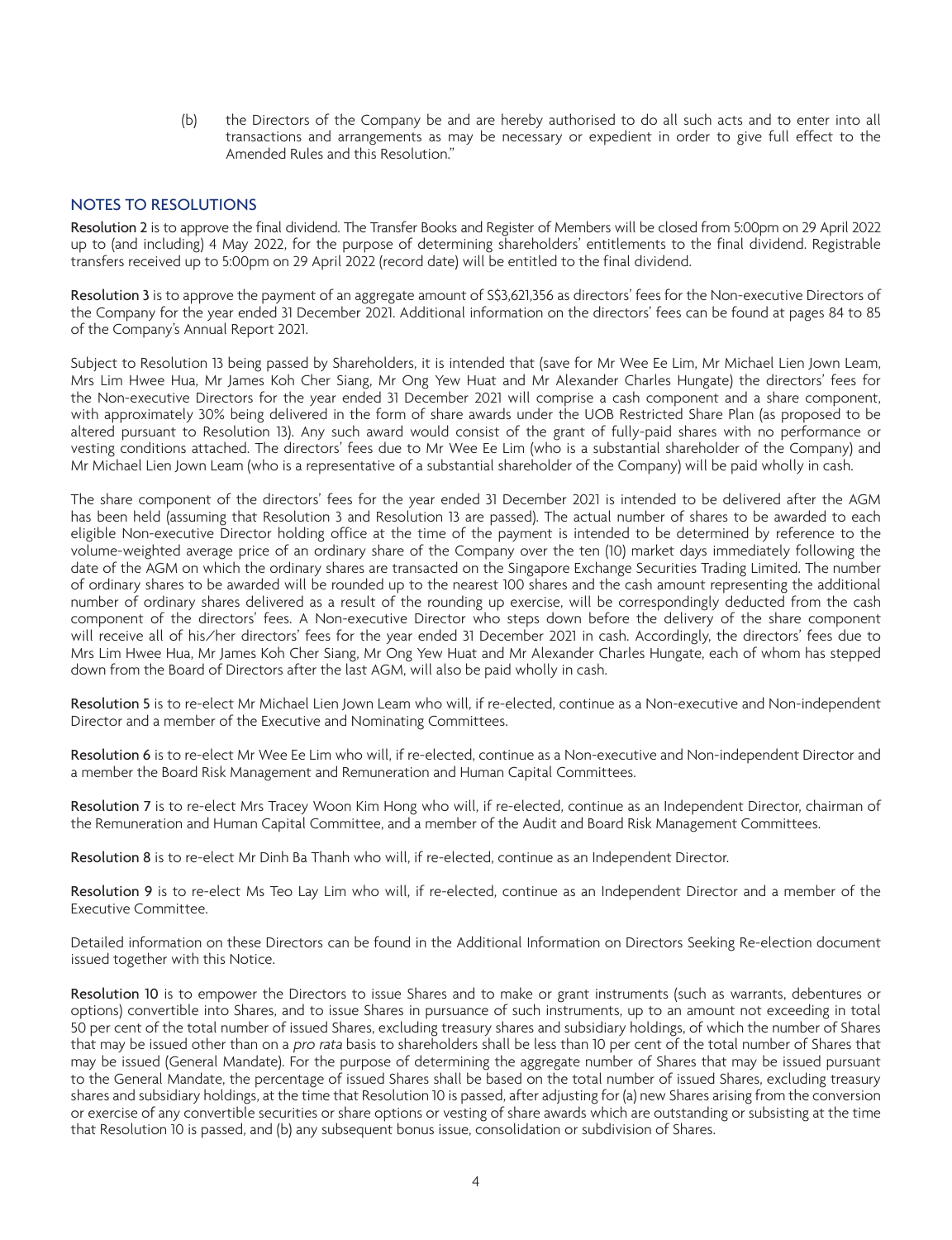(b) the Directors of the Company be and are hereby authorised to do all such acts and to enter into all transactions and arrangements as may be necessary or expedient in order to give full effect to the Amended Rules and this Resolution."

## NOTES TO RESOLUTIONS

**Resolution 2** is to approve the final dividend. The Transfer Books and Register of Members will be closed from 5:00pm on 29 April 2022 up to (and including) 4 May 2022, for the purpose of determining shareholders' entitlements to the final dividend. Registrable transfers received up to 5:00pm on 29 April 2022 (record date) will be entitled to the final dividend.

**Resolution 3** is to approve the payment of an aggregate amount of S$3,621,356 as directors' fees for the Non-executive Directors of the Company for the year ended 31 December 2021. Additional information on the directors' fees can be found at pages 84 to 85 of the Company's Annual Report 2021.

Subject to Resolution 13 being passed by Shareholders, it is intended that (save for Mr Wee Ee Lim, Mr Michael Lien Jown Leam, Mrs Lim Hwee Hua, Mr James Koh Cher Siang, Mr Ong Yew Huat and Mr Alexander Charles Hungate) the directors' fees for the Non-executive Directors for the year ended 31 December 2021 will comprise a cash component and a share component, with approximately 30% being delivered in the form of share awards under the UOB Restricted Share Plan (as proposed to be altered pursuant to Resolution 13). Any such award would consist of the grant of fully-paid shares with no performance or vesting conditions attached. The directors' fees due to Mr Wee Ee Lim (who is a substantial shareholder of the Company) and Mr Michael Lien Jown Leam (who is a representative of a substantial shareholder of the Company) will be paid wholly in cash.

The share component of the directors' fees for the year ended 31 December 2021 is intended to be delivered after the AGM has been held (assuming that Resolution 3 and Resolution 13 are passed). The actual number of shares to be awarded to each eligible Non-executive Director holding office at the time of the payment is intended to be determined by reference to the volume-weighted average price of an ordinary share of the Company over the ten (10) market days immediately following the date of the AGM on which the ordinary shares are transacted on the Singapore Exchange Securities Trading Limited. The number of ordinary shares to be awarded will be rounded up to the nearest 100 shares and the cash amount representing the additional number of ordinary shares delivered as a result of the rounding up exercise, will be correspondingly deducted from the cash component of the directors' fees. A Non-executive Director who steps down before the delivery of the share component will receive all of his/her directors' fees for the year ended 31 December 2021 in cash. Accordingly, the directors' fees due to Mrs Lim Hwee Hua, Mr James Koh Cher Siang, Mr Ong Yew Huat and Mr Alexander Charles Hungate, each of whom has stepped down from the Board of Directors after the last AGM, will also be paid wholly in cash.

**Resolution 5** is to re-elect Mr Michael Lien Jown Leam who will, if re-elected, continue as a Non-executive and Non-independent Director and a member of the Executive and Nominating Committees.

**Resolution 6** is to re-elect Mr Wee Ee Lim who will, if re-elected, continue as a Non-executive and Non-independent Director and a member the Board Risk Management and Remuneration and Human Capital Committees.

**Resolution 7** is to re-elect Mrs Tracey Woon Kim Hong who will, if re-elected, continue as an Independent Director, chairman of the Remuneration and Human Capital Committee, and a member of the Audit and Board Risk Management Committees.

**Resolution 8** is to re-elect Mr Dinh Ba Thanh who will, if re-elected, continue as an Independent Director.

**Resolution 9** is to re-elect Ms Teo Lay Lim who will, if re-elected, continue as an Independent Director and a member of the Executive Committee.

Detailed information on these Directors can be found in the Additional Information on Directors Seeking Re-election document issued together with this Notice.

**Resolution 10** is to empower the Directors to issue Shares and to make or grant instruments (such as warrants, debentures or options) convertible into Shares, and to issue Shares in pursuance of such instruments, up to an amount not exceeding in total 50 per cent of the total number of issued Shares, excluding treasury shares and subsidiary holdings, of which the number of Shares that may be issued other than on a *pro rata* basis to shareholders shall be less than 10 per cent of the total number of Shares that may be issued (General Mandate). For the purpose of determining the aggregate number of Shares that may be issued pursuant to the General Mandate, the percentage of issued Shares shall be based on the total number of issued Shares, excluding treasury shares and subsidiary holdings, at the time that Resolution 10 is passed, after adjusting for (a) new Shares arising from the conversion or exercise of any convertible securities or share options or vesting of share awards which are outstanding or subsisting at the time that Resolution 10 is passed, and (b) any subsequent bonus issue, consolidation or subdivision of Shares.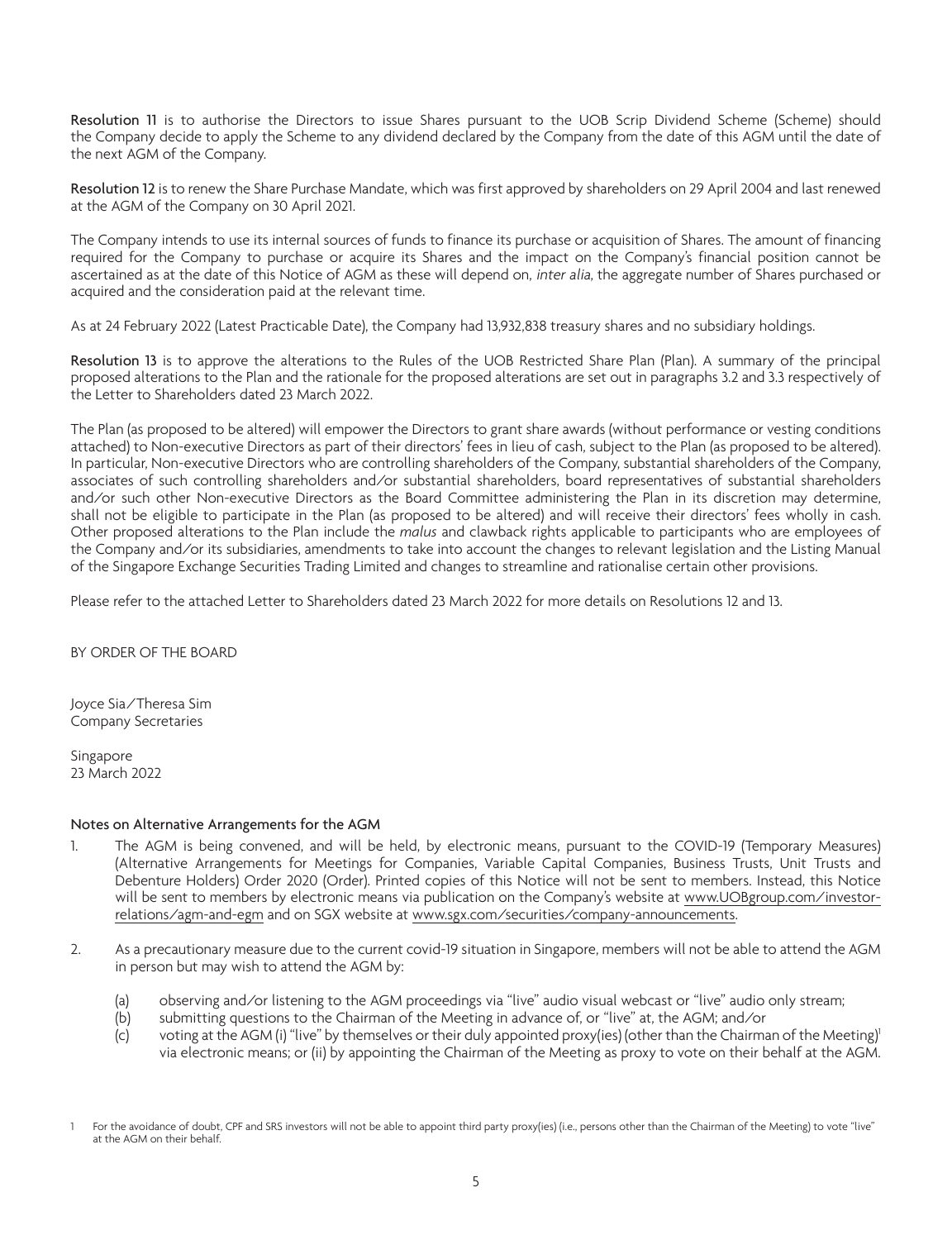**Resolution 11** is to authorise the Directors to issue Shares pursuant to the UOB Scrip Dividend Scheme (Scheme) should the Company decide to apply the Scheme to any dividend declared by the Company from the date of this AGM until the date of the next AGM of the Company.

**Resolution 12** is to renew the Share Purchase Mandate, which was first approved by shareholders on 29 April 2004 and last renewed at the AGM of the Company on 30 April 2021.

The Company intends to use its internal sources of funds to finance its purchase or acquisition of Shares. The amount of financing required for the Company to purchase or acquire its Shares and the impact on the Company's financial position cannot be ascertained as at the date of this Notice of AGM as these will depend on, *inter alia*, the aggregate number of Shares purchased or acquired and the consideration paid at the relevant time.

As at 24 February 2022 (Latest Practicable Date), the Company had 13,932,838 treasury shares and no subsidiary holdings.

**Resolution 13** is to approve the alterations to the Rules of the UOB Restricted Share Plan (Plan). A summary of the principal proposed alterations to the Plan and the rationale for the proposed alterations are set out in paragraphs 3.2 and 3.3 respectively of the Letter to Shareholders dated 23 March 2022.

The Plan (as proposed to be altered) will empower the Directors to grant share awards (without performance or vesting conditions attached) to Non-executive Directors as part of their directors' fees in lieu of cash, subject to the Plan (as proposed to be altered). In particular, Non-executive Directors who are controlling shareholders of the Company, substantial shareholders of the Company, associates of such controlling shareholders and/or substantial shareholders, board representatives of substantial shareholders and/or such other Non-executive Directors as the Board Committee administering the Plan in its discretion may determine, shall not be eligible to participate in the Plan (as proposed to be altered) and will receive their directors' fees wholly in cash. Other proposed alterations to the Plan include the *malus* and clawback rights applicable to participants who are employees of the Company and/or its subsidiaries, amendments to take into account the changes to relevant legislation and the Listing Manual of the Singapore Exchange Securities Trading Limited and changes to streamline and rationalise certain other provisions.

Please refer to the attached Letter to Shareholders dated 23 March 2022 for more details on Resolutions 12 and 13.

BY ORDER OF THE BOARD

Joyce Sia/Theresa Sim
Company Secretaries

Singapore
23 March 2022

## Notes on Alternative Arrangements for the AGM

1. The AGM is being convened, and will be held, by electronic means, pursuant to the COVID-19 (Temporary Measures) (Alternative Arrangements for Meetings for Companies, Variable Capital Companies, Business Trusts, Unit Trusts and Debenture Holders) Order 2020 (Order). Printed copies of this Notice will not be sent to members. Instead, this Notice will be sent to members by electronic means via publication on the Company's website at www.UOBgroup.com/investor-relations/agm-and-egm and on SGX website at www.sgx.com/securities/company-announcements.

2. As a precautionary measure due to the current covid-19 situation in Singapore, members will not be able to attend the AGM in person but may wish to attend the AGM by:

   (a) observing and/or listening to the AGM proceedings via "live" audio visual webcast or "live" audio only stream;
   (b) submitting questions to the Chairman of the Meeting in advance of, or "live" at, the AGM; and/or
   (c) voting at the AGM (i) "live" by themselves or their duly appointed proxy(ies) (other than the Chairman of the Meeting)[1] via electronic means; or (ii) by appointing the Chairman of the Meeting as proxy to vote on their behalf at the AGM.

[1] For the avoidance of doubt, CPF and SRS investors will not be able to appoint third party proxy(ies) (i.e., persons other than the Chairman of the Meeting) to vote "live" at the AGM on their behalf.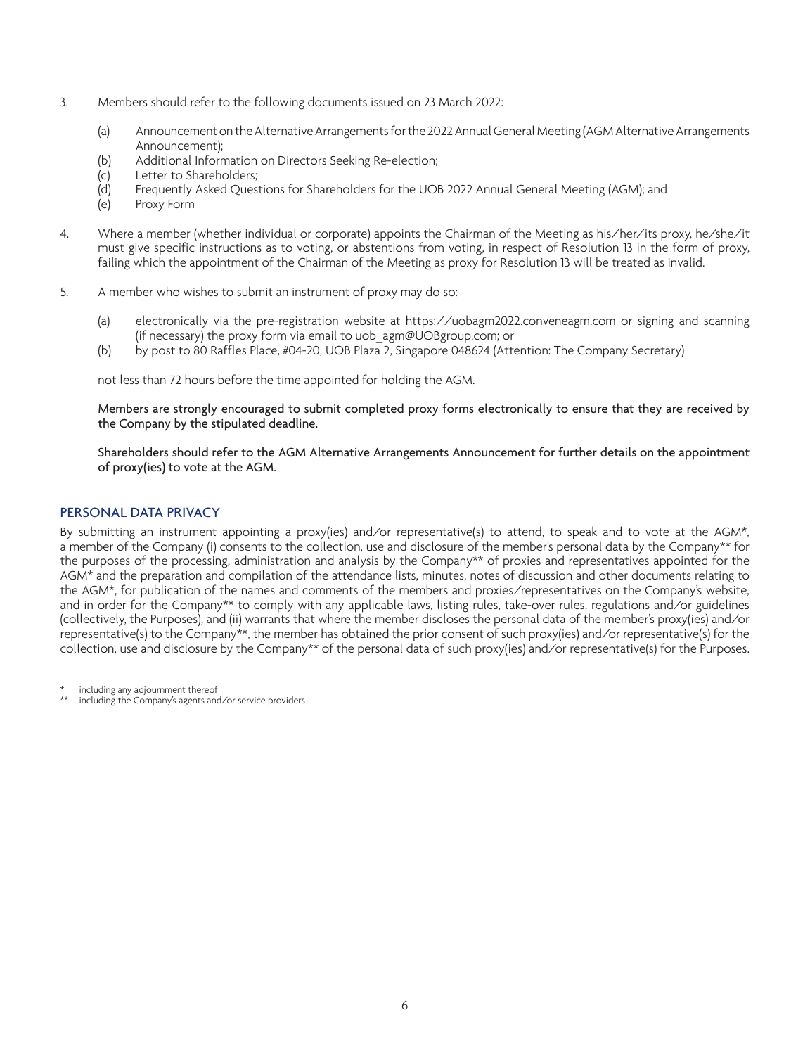3. Members should refer to the following documents issued on 23 March 2022:

   (a) Announcement on the Alternative Arrangements for the 2022 Annual General Meeting (AGM Alternative Arrangements Announcement);
   (b) Additional Information on Directors Seeking Re-election;
   (c) Letter to Shareholders;
   (d) Frequently Asked Questions for Shareholders for the UOB 2022 Annual General Meeting (AGM); and
   (e) Proxy Form

4. Where a member (whether individual or corporate) appoints the Chairman of the Meeting as his/her/its proxy, he/she/it must give specific instructions as to voting, or abstentions from voting, in respect of Resolution 13 in the form of proxy, failing which the appointment of the Chairman of the Meeting as proxy for Resolution 13 will be treated as invalid.

5. A member who wishes to submit an instrument of proxy may do so:

   (a) electronically via the pre-registration website at https://uobagm2022.conveneagm.com or signing and scanning (if necessary) the proxy form via email to uob_agm@UOBgroup.com; or
   (b) by post to 80 Raffles Place, #04-20, UOB Plaza 2, Singapore 048624 (Attention: The Company Secretary)

   not less than 72 hours before the time appointed for holding the AGM.

   **Members are strongly encouraged to submit completed proxy forms electronically to ensure that they are received by the Company by the stipulated deadline.**

   **Shareholders should refer to the AGM Alternative Arrangements Announcement for further details on the appointment of proxy(ies) to vote at the AGM.**

## PERSONAL DATA PRIVACY

By submitting an instrument appointing a proxy(ies) and/or representative(s) to attend, to speak and to vote at the AGM*, a member of the Company (i) consents to the collection, use and disclosure of the member's personal data by the Company** for the purposes of the processing, administration and analysis by the Company** of proxies and representatives appointed for the AGM* and the preparation and compilation of the attendance lists, minutes, notes of discussion and other documents relating to the AGM*, for publication of the names and comments of the members and proxies/representatives on the Company's website, and in order for the Company** to comply with any applicable laws, listing rules, take-over rules, regulations and/or guidelines (collectively, the Purposes), and (ii) warrants that where the member discloses the personal data of the member's proxy(ies) and/or representative(s) to the Company**, the member has obtained the prior consent of such proxy(ies) and/or representative(s) for the collection, use and disclosure by the Company** of the personal data of such proxy(ies) and/or representative(s) for the Purposes.

\* including any adjournment thereof
\** including the Company's agents and/or service providers